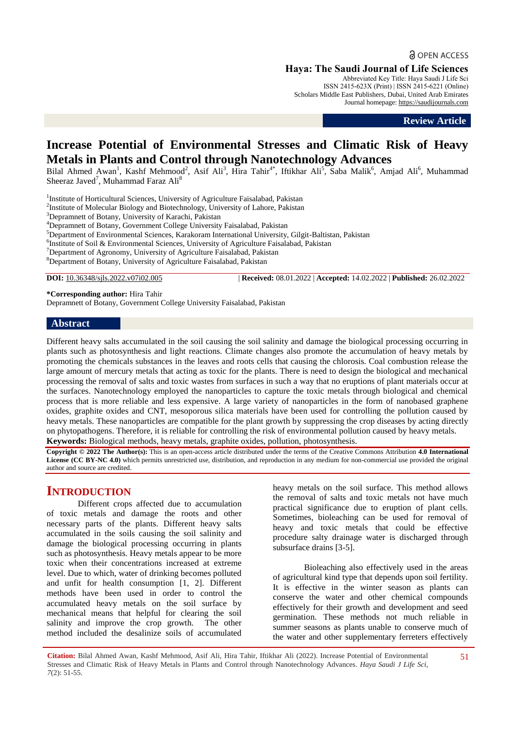OPEN ACCESS

**Haya: The Saudi Journal of Life Sciences**
Abbreviated Key Title: Haya Saudi J Life Sci
ISSN 2415-623X (Print) | ISSN 2415-6221 (Online)
Scholars Middle East Publishers, Dubai, United Arab Emirates
Journal homepage: https://saudijournals.com

**Review Article**

# Increase Potential of Environmental Stresses and Climatic Risk of Heavy Metals in Plants and Control through Nanotechnology Advances

Bilal Ahmed Awan[1], Kashf Mehmood[2], Asif Ali[3], Hira Tahir[4*], Iftikhar Ali[5], Saba Malik[6], Amjad Ali[6], Muhammad Sheeraz Javed[7], Muhammad Faraz Ali[8]

[1]Institute of Horticultural Sciences, University of Agriculture Faisalabad, Pakistan
[2]Institute of Molecular Biology and Biotechnology, University of Lahore, Pakistan
[3]Depramnett of Botany, University of Karachi, Pakistan
[4]Depramnett of Botany, Government College University Faisalabad, Pakistan
[5]Department of Environmental Sciences, Karakoram International University, Gilgit-Baltistan, Pakistan
[6]Institute of Soil & Environmental Sciences, University of Agriculture Faisalabad, Pakistan
[7]Department of Agronomy, University of Agriculture Faisalabad, Pakistan
[8]Department of Botany, University of Agriculture Faisalabad, Pakistan

**DOI:** 10.36348/sjls.2022.v07i02.005 | **Received:** 08.01.2022 | **Accepted:** 14.02.2022 | **Published:** 26.02.2022

**\*Corresponding author:** Hira Tahir
Depramnett of Botany, Government College University Faisalabad, Pakistan

## Abstract

Different heavy salts accumulated in the soil causing the soil salinity and damage the biological processing occurring in plants such as photosynthesis and light reactions. Climate changes also promote the accumulation of heavy metals by promoting the chemicals substances in the leaves and roots cells that causing the chlorosis. Coal combustion release the large amount of mercury metals that acting as toxic for the plants. There is need to design the biological and mechanical processing the removal of salts and toxic wastes from surfaces in such a way that no eruptions of plant materials occur at the surfaces. Nanotechnology employed the nanoparticles to capture the toxic metals through biological and chemical process that is more reliable and less expensive. A large variety of nanoparticles in the form of nanobased graphene oxides, graphite oxides and CNT, mesoporous silica materials have been used for controlling the pollution caused by heavy metals. These nanoparticles are compatible for the plant growth by suppressing the crop diseases by acting directly on phytopathogens. Therefore, it is reliable for controlling the risk of environmental pollution caused by heavy metals.

**Keywords:** Biological methods, heavy metals, graphite oxides, pollution, photosynthesis.

**Copyright © 2022 The Author(s):** This is an open-access article distributed under the terms of the Creative Commons Attribution **4.0 International License (CC BY-NC 4.0)** which permits unrestricted use, distribution, and reproduction in any medium for non-commercial use provided the original author and source are credited.

## INTRODUCTION

Different crops affected due to accumulation of toxic metals and damage the roots and other necessary parts of the plants. Different heavy salts accumulated in the soils causing the soil salinity and damage the biological processing occurring in plants such as photosynthesis. Heavy metals appear to be more toxic when their concentrations increased at extreme level. Due to which, water of drinking becomes polluted and unfit for health consumption [1, 2]. Different methods have been used in order to control the accumulated heavy metals on the soil surface by mechanical means that helpful for clearing the soil salinity and improve the crop growth. The other method included the desalinize soils of accumulated heavy metals on the soil surface. This method allows the removal of salts and toxic metals not have much practical significance due to eruption of plant cells. Sometimes, bioleaching can be used for removal of heavy and toxic metals that could be effective procedure salty drainage water is discharged through subsurface drains [3-5].

Bioleaching also effectively used in the areas of agricultural kind type that depends upon soil fertility. It is effective in the winter season as plants can conserve the water and other chemical compounds effectively for their growth and development and seed germination. These methods not much reliable in summer seasons as plants unable to conserve much of the water and other supplementary ferreters effectively

**Citation:** Bilal Ahmed Awan, Kashf Mehmood, Asif Ali, Hira Tahir, Iftikhar Ali (2022). Increase Potential of Environmental Stresses and Climatic Risk of Heavy Metals in Plants and Control through Nanotechnology Advances. *Haya Saudi J Life Sci, 7*(2): 51-55.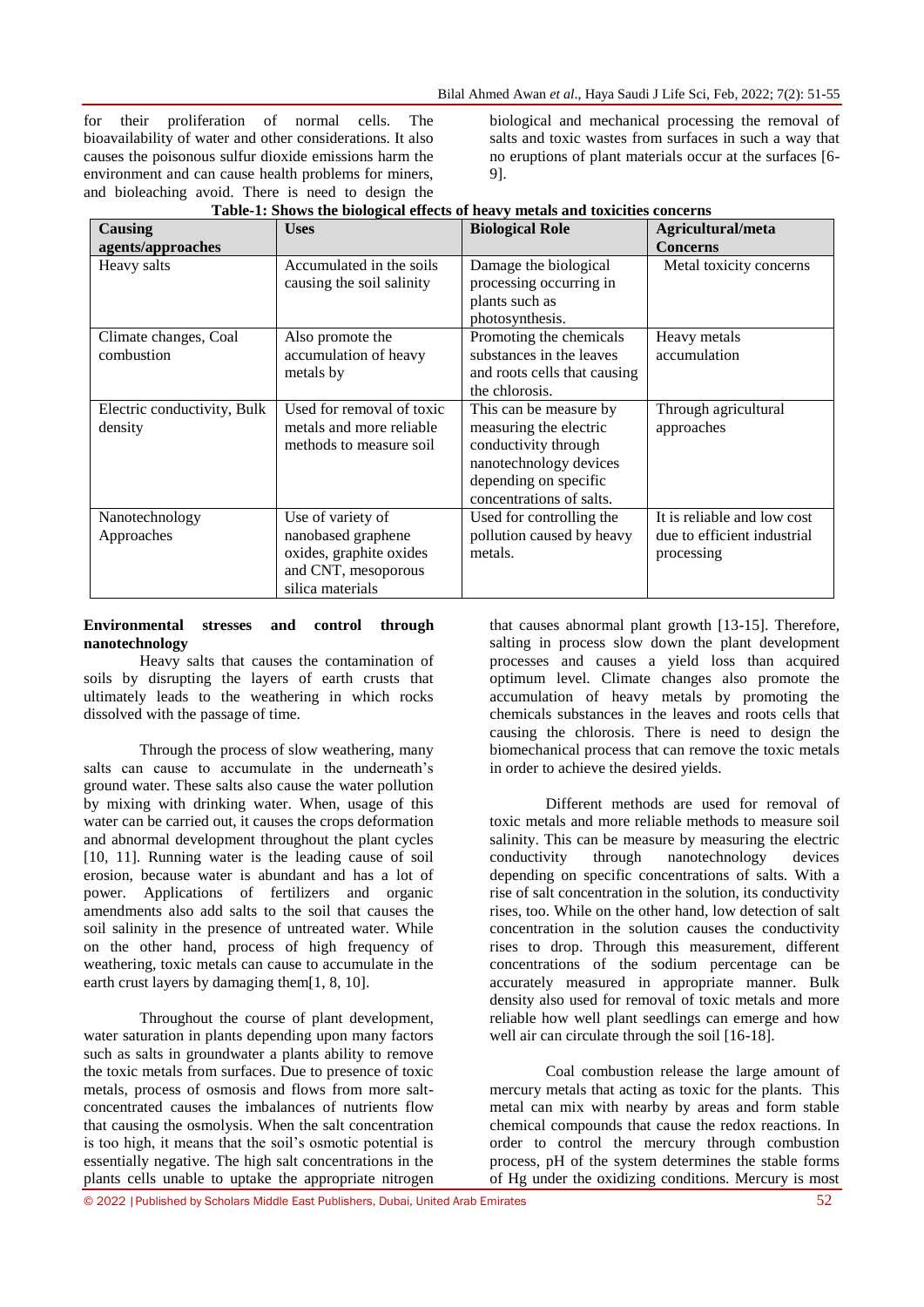for their proliferation of normal cells. The bioavailability of water and other considerations. It also causes the poisonous sulfur dioxide emissions harm the environment and can cause health problems for miners, and bioleaching avoid. There is need to design the biological and mechanical processing the removal of salts and toxic wastes from surfaces in such a way that no eruptions of plant materials occur at the surfaces [6-9].

**Table-1: Shows the biological effects of heavy metals and toxicities concerns**

| Causing agents/approaches | Uses | Biological Role | Agricultural/meta Concerns |
|---|---|---|---|
| Heavy salts | Accumulated in the soils causing the soil salinity | Damage the biological processing occurring in plants such as photosynthesis. | Metal toxicity concerns |
| Climate changes, Coal combustion | Also promote the accumulation of heavy metals by | Promoting the chemicals substances in the leaves and roots cells that causing the chlorosis. | Heavy metals accumulation |
| Electric conductivity, Bulk density | Used for removal of toxic metals and more reliable methods to measure soil | This can be measure by measuring the electric conductivity through nanotechnology devices depending on specific concentrations of salts. | Through agricultural approaches |
| Nanotechnology Approaches | Use of variety of nanobased graphene oxides, graphite oxides and CNT, mesoporous silica materials | Used for controlling the pollution caused by heavy metals. | It is reliable and low cost due to efficient industrial processing |

**Environmental stresses and control through nanotechnology**

Heavy salts that causes the contamination of soils by disrupting the layers of earth crusts that ultimately leads to the weathering in which rocks dissolved with the passage of time.

Through the process of slow weathering, many salts can cause to accumulate in the underneath's ground water. These salts also cause the water pollution by mixing with drinking water. When, usage of this water can be carried out, it causes the crops deformation and abnormal development throughout the plant cycles [10, 11]. Running water is the leading cause of soil erosion, because water is abundant and has a lot of power. Applications of fertilizers and organic amendments also add salts to the soil that causes the soil salinity in the presence of untreated water. While on the other hand, process of high frequency of weathering, toxic metals can cause to accumulate in the earth crust layers by damaging them[1, 8, 10].

Throughout the course of plant development, water saturation in plants depending upon many factors such as salts in groundwater a plants ability to remove the toxic metals from surfaces. Due to presence of toxic metals, process of osmosis and flows from more salt-concentrated causes the imbalances of nutrients flow that causing the osmolysis. When the salt concentration is too high, it means that the soil's osmotic potential is essentially negative. The high salt concentrations in the plants cells unable to uptake the appropriate nitrogen that causes abnormal plant growth [13-15]. Therefore, salting in process slow down the plant development processes and causes a yield loss than acquired optimum level. Climate changes also promote the accumulation of heavy metals by promoting the chemicals substances in the leaves and roots cells that causing the chlorosis. There is need to design the biomechanical process that can remove the toxic metals in order to achieve the desired yields.

Different methods are used for removal of toxic metals and more reliable methods to measure soil salinity. This can be measure by measuring the electric conductivity through nanotechnology devices depending on specific concentrations of salts. With a rise of salt concentration in the solution, its conductivity rises, too. While on the other hand, low detection of salt concentration in the solution causes the conductivity rises to drop. Through this measurement, different concentrations of the sodium percentage can be accurately measured in appropriate manner. Bulk density also used for removal of toxic metals and more reliable how well plant seedlings can emerge and how well air can circulate through the soil [16-18].

Coal combustion release the large amount of mercury metals that acting as toxic for the plants. This metal can mix with nearby by areas and form stable chemical compounds that cause the redox reactions. In order to control the mercury through combustion process, pH of the system determines the stable forms of Hg under the oxidizing conditions. Mercury is most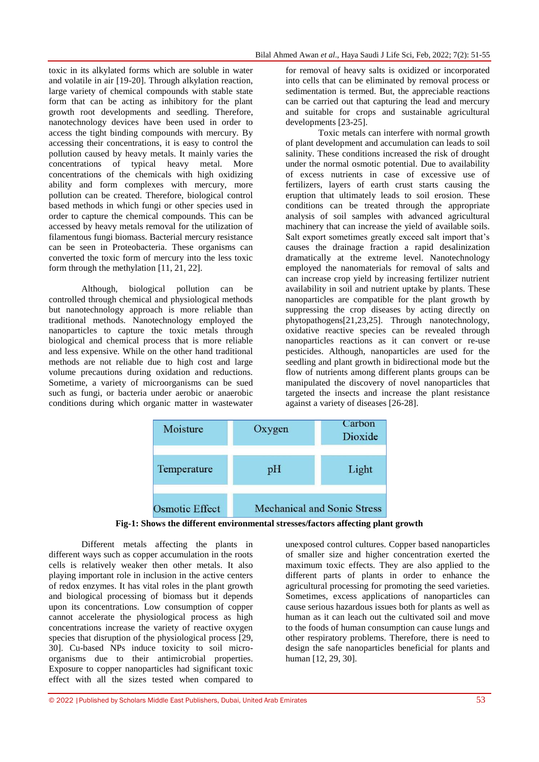toxic in its alkylated forms which are soluble in water and volatile in air [19-20]. Through alkylation reaction, large variety of chemical compounds with stable state form that can be acting as inhibitory for the plant growth root developments and seedling. Therefore, nanotechnology devices have been used in order to access the tight binding compounds with mercury. By accessing their concentrations, it is easy to control the pollution caused by heavy metals. It mainly varies the concentrations of typical heavy metal. More concentrations of the chemicals with high oxidizing ability and form complexes with mercury, more pollution can be created. Therefore, biological control based methods in which fungi or other species used in order to capture the chemical compounds. This can be accessed by heavy metals removal for the utilization of filamentous fungi biomass. Bacterial mercury resistance can be seen in Proteobacteria. These organisms can converted the toxic form of mercury into the less toxic form through the methylation [11, 21, 22].

Although, biological pollution can be controlled through chemical and physiological methods but nanotechnology approach is more reliable than traditional methods. Nanotechnology employed the nanoparticles to capture the toxic metals through biological and chemical process that is more reliable and less expensive. While on the other hand traditional methods are not reliable due to high cost and large volume precautions during oxidation and reductions. Sometime, a variety of microorganisms can be sued such as fungi, or bacteria under aerobic or anaerobic conditions during which organic matter in wastewater for removal of heavy salts is oxidized or incorporated into cells that can be eliminated by removal process or sedimentation is termed. But, the appreciable reactions can be carried out that capturing the lead and mercury and suitable for crops and sustainable agricultural developments [23-25].

Toxic metals can interfere with normal growth of plant development and accumulation can leads to soil salinity. These conditions increased the risk of drought under the normal osmotic potential. Due to availability of excess nutrients in case of excessive use of fertilizers, layers of earth crust starts causing the eruption that ultimately leads to soil erosion. These conditions can be treated through the appropriate analysis of soil samples with advanced agricultural machinery that can increase the yield of available soils. Salt export sometimes greatly exceed salt import that's causes the drainage fraction a rapid desalinization dramatically at the extreme level. Nanotechnology employed the nanomaterials for removal of salts and can increase crop yield by increasing fertilizer nutrient availability in soil and nutrient uptake by plants. These nanoparticles are compatible for the plant growth by suppressing the crop diseases by acting directly on phytopathogens[21,23,25]. Through nanotechnology, oxidative reactive species can be revealed through nanoparticles reactions as it can convert or re-use pesticides. Although, nanoparticles are used for the seedling and plant growth in bidirectional mode but the flow of nutrients among different plants groups can be manipulated the discovery of novel nanoparticles that targeted the insects and increase the plant resistance against a variety of diseases [26-28].

| Moisture | Oxygen | Carbon Dioxide |
|---|---|---|
| Temperature | pH | Light |
| Osmotic Effect | Mechanical and Sonic Stress | |

**Fig-1: Shows the different environmental stresses/factors affecting plant growth**

Different metals affecting the plants in different ways such as copper accumulation in the roots cells is relatively weaker then other metals. It also playing important role in inclusion in the active centers of redox enzymes. It has vital roles in the plant growth and biological processing of biomass but it depends upon its concentrations. Low consumption of copper cannot accelerate the physiological process as high concentrations increase the variety of reactive oxygen species that disruption of the physiological process [29, 30]. Cu-based NPs induce toxicity to soil micro-organisms due to their antimicrobial properties. Exposure to copper nanoparticles had significant toxic effect with all the sizes tested when compared to unexposed control cultures. Copper based nanoparticles of smaller size and higher concentration exerted the maximum toxic effects. They are also applied to the different parts of plants in order to enhance the agricultural processing for promoting the seed varieties. Sometimes, excess applications of nanoparticles can cause serious hazardous issues both for plants as well as human as it can leach out the cultivated soil and move to the foods of human consumption can cause lungs and other respiratory problems. Therefore, there is need to design the safe nanoparticles beneficial for plants and human [12, 29, 30].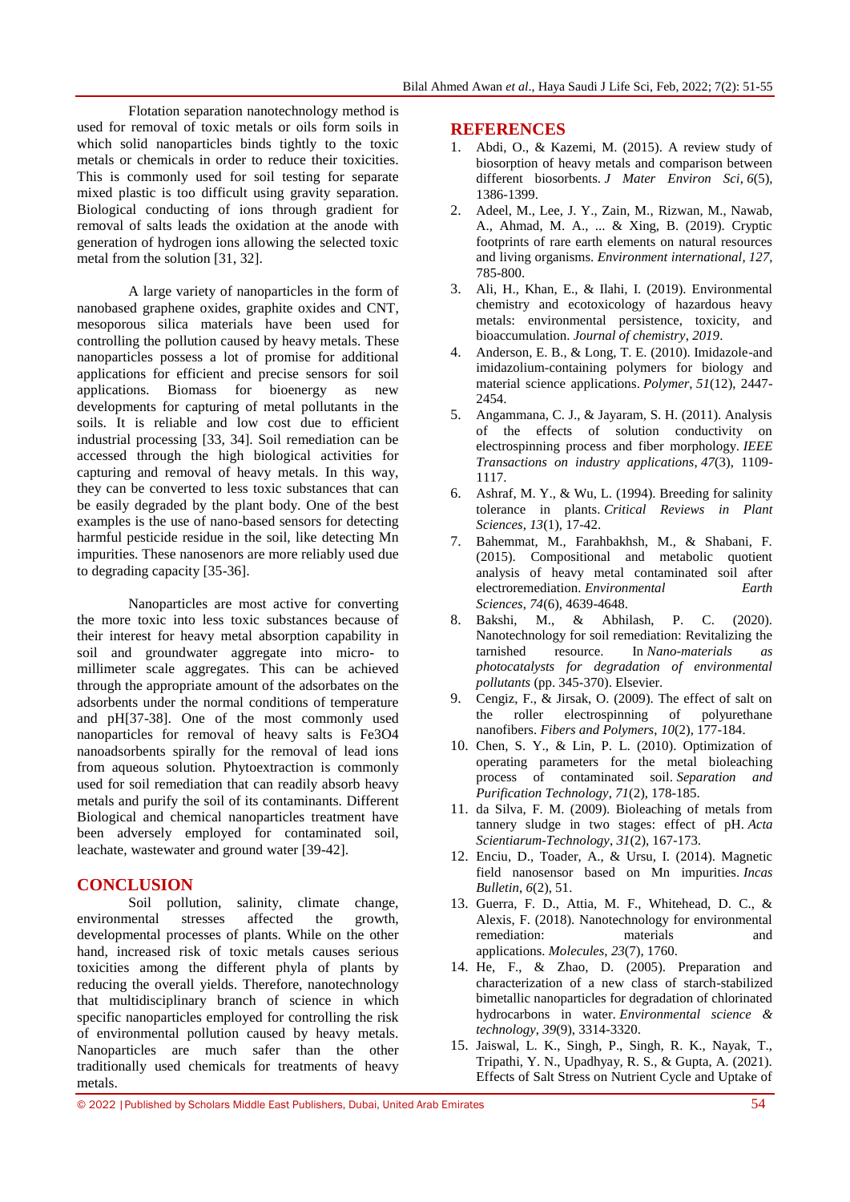Flotation separation nanotechnology method is used for removal of toxic metals or oils form soils in which solid nanoparticles binds tightly to the toxic metals or chemicals in order to reduce their toxicities. This is commonly used for soil testing for separate mixed plastic is too difficult using gravity separation. Biological conducting of ions through gradient for removal of salts leads the oxidation at the anode with generation of hydrogen ions allowing the selected toxic metal from the solution [31, 32].

A large variety of nanoparticles in the form of nanobased graphene oxides, graphite oxides and CNT, mesoporous silica materials have been used for controlling the pollution caused by heavy metals. These nanoparticles possess a lot of promise for additional applications for efficient and precise sensors for soil applications. Biomass for bioenergy as new developments for capturing of metal pollutants in the soils. It is reliable and low cost due to efficient industrial processing [33, 34]. Soil remediation can be accessed through the high biological activities for capturing and removal of heavy metals. In this way, they can be converted to less toxic substances that can be easily degraded by the plant body. One of the best examples is the use of nano-based sensors for detecting harmful pesticide residue in the soil, like detecting Mn impurities. These nanosenors are more reliably used due to degrading capacity [35-36].

Nanoparticles are most active for converting the more toxic into less toxic substances because of their interest for heavy metal absorption capability in soil and groundwater aggregate into micro- to millimeter scale aggregates. This can be achieved through the appropriate amount of the adsorbates on the adsorbents under the normal conditions of temperature and pH[37-38]. One of the most commonly used nanoparticles for removal of heavy salts is $Fe_3O_4$ nanoadsorbents spirally for the removal of lead ions from aqueous solution. Phytoextraction is commonly used for soil remediation that can readily absorb heavy metals and purify the soil of its contaminants. Different Biological and chemical nanoparticles treatment have been adversely employed for contaminated soil, leachate, wastewater and ground water [39-42].

## CONCLUSION

Soil pollution, salinity, climate change, environmental stresses affected the growth, developmental processes of plants. While on the other hand, increased risk of toxic metals causes serious toxicities among the different phyla of plants by reducing the overall yields. Therefore, nanotechnology that multidisciplinary branch of science in which specific nanoparticles employed for controlling the risk of environmental pollution caused by heavy metals. Nanoparticles are much safer than the other traditionally used chemicals for treatments of heavy metals.

## REFERENCES

1. Abdi, O., & Kazemi, M. (2015). A review study of biosorption of heavy metals and comparison between different biosorbents. *J Mater Environ Sci*, *6*(5), 1386-1399.
2. Adeel, M., Lee, J. Y., Zain, M., Rizwan, M., Nawab, A., Ahmad, M. A., ... & Xing, B. (2019). Cryptic footprints of rare earth elements on natural resources and living organisms. *Environment international*, *127*, 785-800.
3. Ali, H., Khan, E., & Ilahi, I. (2019). Environmental chemistry and ecotoxicology of hazardous heavy metals: environmental persistence, toxicity, and bioaccumulation. *Journal of chemistry*, *2019*.
4. Anderson, E. B., & Long, T. E. (2010). Imidazole-and imidazolium-containing polymers for biology and material science applications. *Polymer*, *51*(12), 2447-2454.
5. Angammana, C. J., & Jayaram, S. H. (2011). Analysis of the effects of solution conductivity on electrospinning process and fiber morphology. *IEEE Transactions on industry applications*, *47*(3), 1109-1117.
6. Ashraf, M. Y., & Wu, L. (1994). Breeding for salinity tolerance in plants. *Critical Reviews in Plant Sciences*, *13*(1), 17-42.
7. Bahemmat, M., Farahbakhsh, M., & Shabani, F. (2015). Compositional and metabolic quotient analysis of heavy metal contaminated soil after electroremediation. *Environmental Earth Sciences*, *74*(6), 4639-4648.
8. Bakshi, M., & Abhilash, P. C. (2020). Nanotechnology for soil remediation: Revitalizing the tarnished resource. In *Nano-materials as photocatalysts for degradation of environmental pollutants* (pp. 345-370). Elsevier.
9. Cengiz, F., & Jirsak, O. (2009). The effect of salt on the roller electrospinning of polyurethane nanofibers. *Fibers and Polymers*, *10*(2), 177-184.
10. Chen, S. Y., & Lin, P. L. (2010). Optimization of operating parameters for the metal bioleaching process of contaminated soil. *Separation and Purification Technology*, *71*(2), 178-185.
11. da Silva, F. M. (2009). Bioleaching of metals from tannery sludge in two stages: effect of pH. *Acta Scientiarum-Technology*, *31*(2), 167-173.
12. Enciu, D., Toader, A., & Ursu, I. (2014). Magnetic field nanosensor based on Mn impurities. *Incas Bulletin*, *6*(2), 51.
13. Guerra, F. D., Attia, M. F., Whitehead, D. C., & Alexis, F. (2018). Nanotechnology for environmental remediation: materials and applications. *Molecules*, *23*(7), 1760.
14. He, F., & Zhao, D. (2005). Preparation and characterization of a new class of starch-stabilized bimetallic nanoparticles for degradation of chlorinated hydrocarbons in water. *Environmental science & technology*, *39*(9), 3314-3320.
15. Jaiswal, L. K., Singh, P., Singh, R. K., Nayak, T., Tripathi, Y. N., Upadhyay, R. S., & Gupta, A. (2021). Effects of Salt Stress on Nutrient Cycle and Uptake of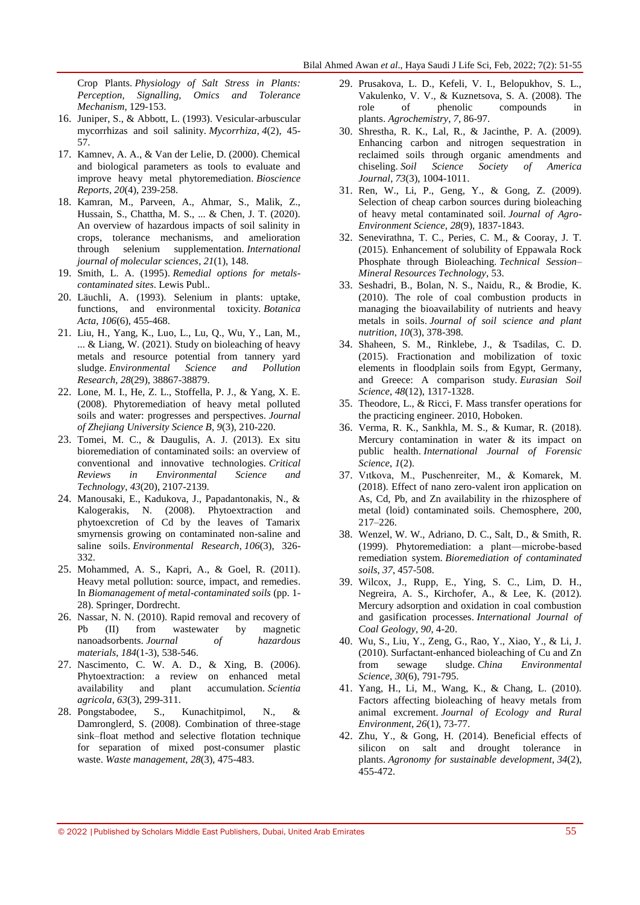Crop Plants. *Physiology of Salt Stress in Plants: Perception, Signalling, Omics and Tolerance Mechanism*, 129-153.

16. Juniper, S., & Abbott, L. (1993). Vesicular-arbuscular mycorrhizas and soil salinity. *Mycorrhiza*, *4*(2), 45-57.
17. Kamnev, A. A., & Van der Lelie, D. (2000). Chemical and biological parameters as tools to evaluate and improve heavy metal phytoremediation. *Bioscience Reports*, *20*(4), 239-258.
18. Kamran, M., Parveen, A., Ahmar, S., Malik, Z., Hussain, S., Chattha, M. S., ... & Chen, J. T. (2020). An overview of hazardous impacts of soil salinity in crops, tolerance mechanisms, and amelioration through selenium supplementation. *International journal of molecular sciences*, *21*(1), 148.
19. Smith, L. A. (1995). *Remedial options for metals-contaminated sites*. Lewis Publ..
20. Läuchli, A. (1993). Selenium in plants: uptake, functions, and environmental toxicity. *Botanica Acta*, *106*(6), 455-468.
21. Liu, H., Yang, K., Luo, L., Lu, Q., Wu, Y., Lan, M., ... & Liang, W. (2021). Study on bioleaching of heavy metals and resource potential from tannery yard sludge. *Environmental Science and Pollution Research*, *28*(29), 38867-38879.
22. Lone, M. I., He, Z. L., Stoffella, P. J., & Yang, X. E. (2008). Phytoremediation of heavy metal polluted soils and water: progresses and perspectives. *Journal of Zhejiang University Science B*, *9*(3), 210-220.
23. Tomei, M. C., & Daugulis, A. J. (2013). Ex situ bioremediation of contaminated soils: an overview of conventional and innovative technologies. *Critical Reviews in Environmental Science and Technology*, *43*(20), 2107-2139.
24. Manousaki, E., Kadukova, J., Papadantonakis, N., & Kalogerakis, N. (2008). Phytoextraction and phytoexcretion of Cd by the leaves of Tamarix smyrnensis growing on contaminated non-saline and saline soils. *Environmental Research*, *106*(3), 326-332.
25. Mohammed, A. S., Kapri, A., & Goel, R. (2011). Heavy metal pollution: source, impact, and remedies. In *Biomanagement of metal-contaminated soils* (pp. 1-28). Springer, Dordrecht.
26. Nassar, N. N. (2010). Rapid removal and recovery of Pb (II) from wastewater by magnetic nanoadsorbents. *Journal of hazardous materials*, *184*(1-3), 538-546.
27. Nascimento, C. W. A. D., & Xing, B. (2006). Phytoextraction: a review on enhanced metal availability and plant accumulation. *Scientia agricola*, *63*(3), 299-311.
28. Pongstabodee, S., Kunachitpimol, N., & Damronglerd, S. (2008). Combination of three-stage sink–float method and selective flotation technique for separation of mixed post-consumer plastic waste. *Waste management*, *28*(3), 475-483.
29. Prusakova, L. D., Kefeli, V. I., Belopukhov, S. L., Vakulenko, V. V., & Kuznetsova, S. A. (2008). The role of phenolic compounds in plants. *Agrochemistry*, *7*, 86-97.
30. Shrestha, R. K., Lal, R., & Jacinthe, P. A. (2009). Enhancing carbon and nitrogen sequestration in reclaimed soils through organic amendments and chiseling. *Soil Science Society of America Journal*, *73*(3), 1004-1011.
31. Ren, W., Li, P., Geng, Y., & Gong, Z. (2009). Selection of cheap carbon sources during bioleaching of heavy metal contaminated soil. *Journal of Agro-Environment Science*, *28*(9), 1837-1843.
32. Senevirathna, T. C., Peries, C. M., & Cooray, J. T. (2015). Enhancement of solubility of Eppawala Rock Phosphate through Bioleaching. *Technical Session–Mineral Resources Technology*, 53.
33. Seshadri, B., Bolan, N. S., Naidu, R., & Brodie, K. (2010). The role of coal combustion products in managing the bioavailability of nutrients and heavy metals in soils. *Journal of soil science and plant nutrition*, *10*(3), 378-398.
34. Shaheen, S. M., Rinklebe, J., & Tsadilas, C. D. (2015). Fractionation and mobilization of toxic elements in floodplain soils from Egypt, Germany, and Greece: A comparison study. *Eurasian Soil Science*, *48*(12), 1317-1328.
35. Theodore, L., & Ricci, F. Mass transfer operations for the practicing engineer. 2010, Hoboken.
36. Verma, R. K., Sankhla, M. S., & Kumar, R. (2018). Mercury contamination in water & its impact on public health. *International Journal of Forensic Science*, *1*(2).
37. Vıtkova, M., Puschenreiter, M., & Komarek, M. (2018). Effect of nano zero-valent iron application on As, Cd, Pb, and Zn availability in the rhizosphere of metal (loid) contaminated soils. Chemosphere, 200, 217–226.
38. Wenzel, W. W., Adriano, D. C., Salt, D., & Smith, R. (1999). Phytoremediation: a plant—microbe-based remediation system. *Bioremediation of contaminated soils*, *37*, 457-508.
39. Wilcox, J., Rupp, E., Ying, S. C., Lim, D. H., Negreira, A. S., Kirchofer, A., & Lee, K. (2012). Mercury adsorption and oxidation in coal combustion and gasification processes. *International Journal of Coal Geology*, *90*, 4-20.
40. Wu, S., Liu, Y., Zeng, G., Rao, Y., Xiao, Y., & Li, J. (2010). Surfactant-enhanced bioleaching of Cu and Zn from sewage sludge. *China Environmental Science*, *30*(6), 791-795.
41. Yang, H., Li, M., Wang, K., & Chang, L. (2010). Factors affecting bioleaching of heavy metals from animal excrement. *Journal of Ecology and Rural Environment*, *26*(1), 73-77.
42. Zhu, Y., & Gong, H. (2014). Beneficial effects of silicon on salt and drought tolerance in plants. *Agronomy for sustainable development*, *34*(2), 455-472.